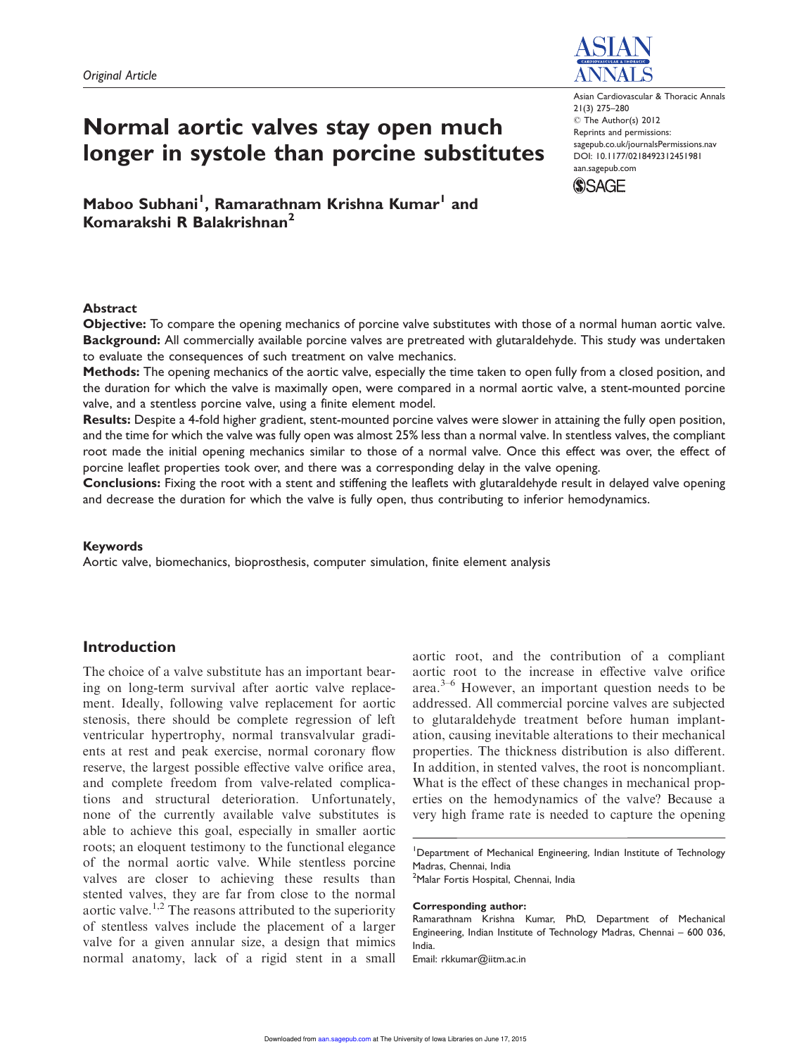*Original Article*

# Normal aortic valves stay open much longer in systole than porcine substitutes

**Maboo Subhani[1], Ramarathnam Krishna Kumar[1] and Komarakshi R Balakrishnan[2]**

Asian Cardiovascular & Thoracic Annals
21(3) 275–280
© The Author(s) 2012
Reprints and permissions: sagepub.co.uk/journalsPermissions.nav
DOI: 10.1177/0218492312451981
aan.sagepub.com

## Abstract

**Objective:** To compare the opening mechanics of porcine valve substitutes with those of a normal human aortic valve.
**Background:** All commercially available porcine valves are pretreated with glutaraldehyde. This study was undertaken to evaluate the consequences of such treatment on valve mechanics.
**Methods:** The opening mechanics of the aortic valve, especially the time taken to open fully from a closed position, and the duration for which the valve is maximally open, were compared in a normal aortic valve, a stent-mounted porcine valve, and a stentless porcine valve, using a finite element model.
**Results:** Despite a 4-fold higher gradient, stent-mounted porcine valves were slower in attaining the fully open position, and the time for which the valve was fully open was almost 25% less than a normal valve. In stentless valves, the compliant root made the initial opening mechanics similar to those of a normal valve. Once this effect was over, the effect of porcine leaflet properties took over, and there was a corresponding delay in the valve opening.
**Conclusions:** Fixing the root with a stent and stiffening the leaflets with glutaraldehyde result in delayed valve opening and decrease the duration for which the valve is fully open, thus contributing to inferior hemodynamics.

### Keywords

Aortic valve, biomechanics, bioprosthesis, computer simulation, finite element analysis

## Introduction

The choice of a valve substitute has an important bearing on long-term survival after aortic valve replacement. Ideally, following valve replacement for aortic stenosis, there should be complete regression of left ventricular hypertrophy, normal transvalvular gradients at rest and peak exercise, normal coronary flow reserve, the largest possible effective valve orifice area, and complete freedom from valve-related complications and structural deterioration. Unfortunately, none of the currently available valve substitutes is able to achieve this goal, especially in smaller aortic roots; an eloquent testimony to the functional elegance of the normal aortic valve. While stentless porcine valves are closer to achieving these results than stented valves, they are far from close to the normal aortic valve.[1,2] The reasons attributed to the superiority of stentless valves include the placement of a larger valve for a given annular size, a design that mimics normal anatomy, lack of a rigid stent in a small aortic root, and the contribution of a compliant aortic root to the increase in effective valve orifice area.[3–6] However, an important question needs to be addressed. All commercial porcine valves are subjected to glutaraldehyde treatment before human implantation, causing inevitable alterations to their mechanical properties. The thickness distribution is also different. In addition, in stented valves, the root is noncompliant. What is the effect of these changes in mechanical properties on the hemodynamics of the valve? Because a very high frame rate is needed to capture the opening

[1]Department of Mechanical Engineering, Indian Institute of Technology Madras, Chennai, India
[2]Malar Fortis Hospital, Chennai, India

**Corresponding author:**
Ramarathnam Krishna Kumar, PhD, Department of Mechanical Engineering, Indian Institute of Technology Madras, Chennai – 600 036, India.
Email: rkkumar@iitm.ac.in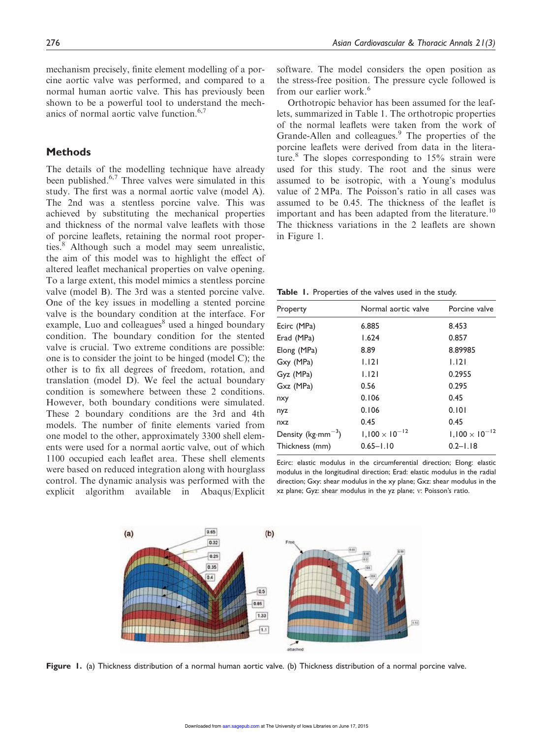mechanism precisely, finite element modelling of a porcine aortic valve was performed, and compared to a normal human aortic valve. This has previously been shown to be a powerful tool to understand the mechanics of normal aortic valve function.[6,7]

## Methods

The details of the modelling technique have already been published.[6,7] Three valves were simulated in this study. The first was a normal aortic valve (model A). The 2nd was a stentless porcine valve. This was achieved by substituting the mechanical properties and thickness of the normal valve leaflets with those of porcine leaflets, retaining the normal root properties.[8] Although such a model may seem unrealistic, the aim of this model was to highlight the effect of altered leaflet mechanical properties on valve opening. To a large extent, this model mimics a stentless porcine valve (model B). The 3rd was a stented porcine valve. One of the key issues in modelling a stented porcine valve is the boundary condition at the interface. For example, Luo and colleagues[8] used a hinged boundary condition. The boundary condition for the stented valve is crucial. Two extreme conditions are possible: one is to consider the joint to be hinged (model C); the other is to fix all degrees of freedom, rotation, and translation (model D). We feel the actual boundary condition is somewhere between these 2 conditions. However, both boundary conditions were simulated. These 2 boundary conditions are the 3rd and 4th models. The number of finite elements varied from one model to the other, approximately 3300 shell elements were used for a normal aortic valve, out of which 1100 occupied each leaflet area. These shell elements were based on reduced integration along with hourglass control. The dynamic analysis was performed with the explicit algorithm available in Abaqus/Explicit software. The model considers the open position as the stress-free position. The pressure cycle followed is from our earlier work.[6]

Orthotropic behavior has been assumed for the leaflets, summarized in Table 1. The orthotropic properties of the normal leaflets were taken from the work of Grande-Allen and colleagues.[9] The properties of the porcine leaflets were derived from data in the literature.[8] The slopes corresponding to 15% strain were used for this study. The root and the sinus were assumed to be isotropic, with a Young's modulus value of 2 MPa. The Poisson's ratio in all cases was assumed to be 0.45. The thickness of the leaflet is important and has been adapted from the literature.[10] The thickness variations in the 2 leaflets are shown in Figure 1.

**Table 1.** Properties of the valves used in the study.

| Property | Normal aortic valve | Porcine valve |
|---|---|---|
| Ecirc (MPa) | 6.885 | 8.453 |
| Erad (MPa) | 1.624 | 0.857 |
| Elong (MPa) | 8.89 | 8.89985 |
| Gxy (MPa) | 1.121 | 1.121 |
| Gyz (MPa) | 1.121 | 0.2955 |
| Gxz (MPa) | 0.56 | 0.295 |
| nxy | 0.106 | 0.45 |
| nyz | 0.106 | 0.101 |
| nxz | 0.45 | 0.45 |
| Density (kg·mm$^{-3}$) | $1{,}100 \times 10^{-12}$ | $1{,}100 \times 10^{-12}$ |
| Thickness (mm) | 0.65–1.10 | 0.2–1.18 |

Ecirc: elastic modulus in the circumferential direction; Elong: elastic modulus in the longitudinal direction; Erad: elastic modulus in the radial direction; Gxy: shear modulus in the xy plane; Gxz: shear modulus in the xz plane; Gyz: shear modulus in the yz plane; ν: Poisson's ratio.

**Figure 1.** (a) Thickness distribution of a normal human aortic valve. (b) Thickness distribution of a normal porcine valve.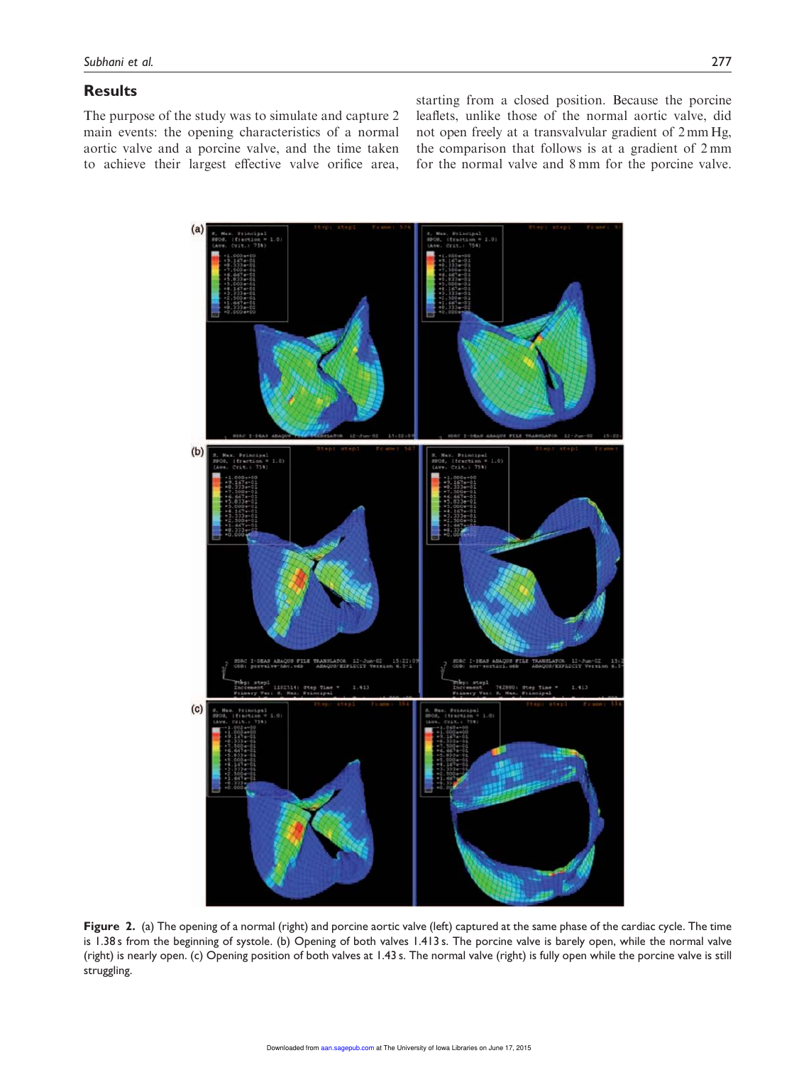## Results

The purpose of the study was to simulate and capture 2 main events: the opening characteristics of a normal aortic valve and a porcine valve, and the time taken to achieve their largest effective valve orifice area, starting from a closed position. Because the porcine leaflets, unlike those of the normal aortic valve, did not open freely at a transvalvular gradient of 2 mm Hg, the comparison that follows is at a gradient of 2 mm for the normal valve and 8 mm for the porcine valve.

**Figure 2.** (a) The opening of a normal (right) and porcine aortic valve (left) captured at the same phase of the cardiac cycle. The time is 1.38 s from the beginning of systole. (b) Opening of both valves 1.413 s. The porcine valve is barely open, while the normal valve (right) is nearly open. (c) Opening position of both valves at 1.43 s. The normal valve (right) is fully open while the porcine valve is still struggling.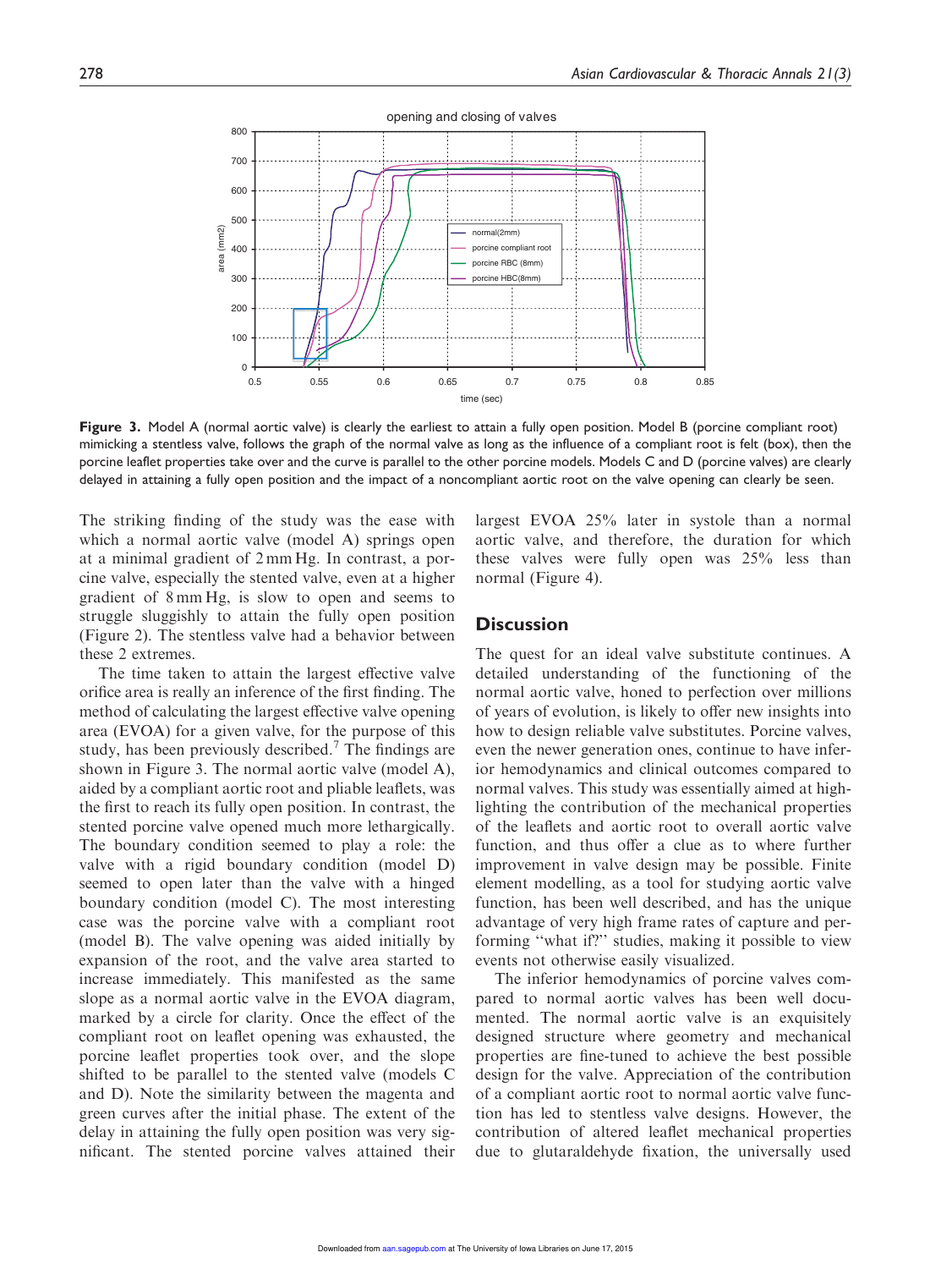**Figure 3.** Model A (normal aortic valve) is clearly the earliest to attain a fully open position. Model B (porcine compliant root) mimicking a stentless valve, follows the graph of the normal valve as long as the influence of a compliant root is felt (box), then the porcine leaflet properties take over and the curve is parallel to the other porcine models. Models C and D (porcine valves) are clearly delayed in attaining a fully open position and the impact of a noncompliant aortic root on the valve opening can clearly be seen.

The striking finding of the study was the ease with which a normal aortic valve (model A) springs open at a minimal gradient of 2 mm Hg. In contrast, a porcine valve, especially the stented valve, even at a higher gradient of 8 mm Hg, is slow to open and seems to struggle sluggishly to attain the fully open position (Figure 2). The stentless valve had a behavior between these 2 extremes.

The time taken to attain the largest effective valve orifice area is really an inference of the first finding. The method of calculating the largest effective valve opening area (EVOA) for a given valve, for the purpose of this study, has been previously described.[7] The findings are shown in Figure 3. The normal aortic valve (model A), aided by a compliant aortic root and pliable leaflets, was the first to reach its fully open position. In contrast, the stented porcine valve opened much more lethargically. The boundary condition seemed to play a role: the valve with a rigid boundary condition (model D) seemed to open later than the valve with a hinged boundary condition (model C). The most interesting case was the porcine valve with a compliant root (model B). The valve opening was aided initially by expansion of the root, and the valve area started to increase immediately. This manifested as the same slope as a normal aortic valve in the EVOA diagram, marked by a circle for clarity. Once the effect of the compliant root on leaflet opening was exhausted, the porcine leaflet properties took over, and the slope shifted to be parallel to the stented valve (models C and D). Note the similarity between the magenta and green curves after the initial phase. The extent of the delay in attaining the fully open position was very significant. The stented porcine valves attained their largest EVOA 25% later in systole than a normal aortic valve, and therefore, the duration for which these valves were fully open was 25% less than normal (Figure 4).

## Discussion

The quest for an ideal valve substitute continues. A detailed understanding of the functioning of the normal aortic valve, honed to perfection over millions of years of evolution, is likely to offer new insights into how to design reliable valve substitutes. Porcine valves, even the newer generation ones, continue to have inferior hemodynamics and clinical outcomes compared to normal valves. This study was essentially aimed at highlighting the contribution of the mechanical properties of the leaflets and aortic root to overall aortic valve function, and thus offer a clue as to where further improvement in valve design may be possible. Finite element modelling, as a tool for studying aortic valve function, has been well described, and has the unique advantage of very high frame rates of capture and performing "what if?" studies, making it possible to view events not otherwise easily visualized.

The inferior hemodynamics of porcine valves compared to normal aortic valves has been well documented. The normal aortic valve is an exquisitely designed structure where geometry and mechanical properties are fine-tuned to achieve the best possible design for the valve. Appreciation of the contribution of a compliant aortic root to normal aortic valve function has led to stentless valve designs. However, the contribution of altered leaflet mechanical properties due to glutaraldehyde fixation, the universally used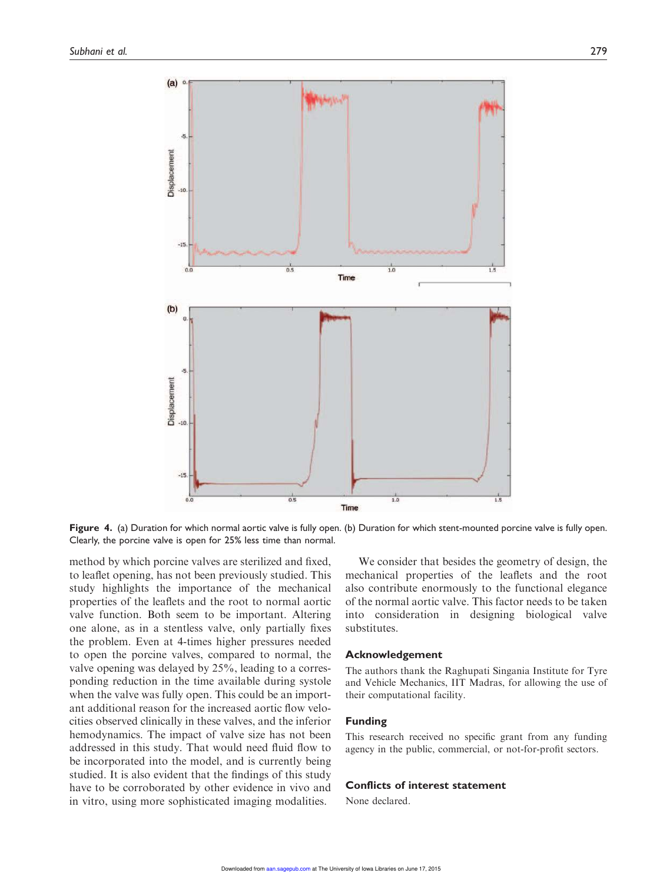**Figure 4.** (a) Duration for which normal aortic valve is fully open. (b) Duration for which stent-mounted porcine valve is fully open. Clearly, the porcine valve is open for 25% less time than normal.

method by which porcine valves are sterilized and fixed, to leaflet opening, has not been previously studied. This study highlights the importance of the mechanical properties of the leaflets and the root to normal aortic valve function. Both seem to be important. Altering one alone, as in a stentless valve, only partially fixes the problem. Even at 4-times higher pressures needed to open the porcine valves, compared to normal, the valve opening was delayed by 25%, leading to a corresponding reduction in the time available during systole when the valve was fully open. This could be an important additional reason for the increased aortic flow velocities observed clinically in these valves, and the inferior hemodynamics. The impact of valve size has not been addressed in this study. That would need fluid flow to be incorporated into the model, and is currently being studied. It is also evident that the findings of this study have to be corroborated by other evidence in vivo and in vitro, using more sophisticated imaging modalities.

We consider that besides the geometry of design, the mechanical properties of the leaflets and the root also contribute enormously to the functional elegance of the normal aortic valve. This factor needs to be taken into consideration in designing biological valve substitutes.

## Acknowledgement

The authors thank the Raghupati Singania Institute for Tyre and Vehicle Mechanics, IIT Madras, for allowing the use of their computational facility.

## Funding

This research received no specific grant from any funding agency in the public, commercial, or not-for-profit sectors.

## Conflicts of interest statement

None declared.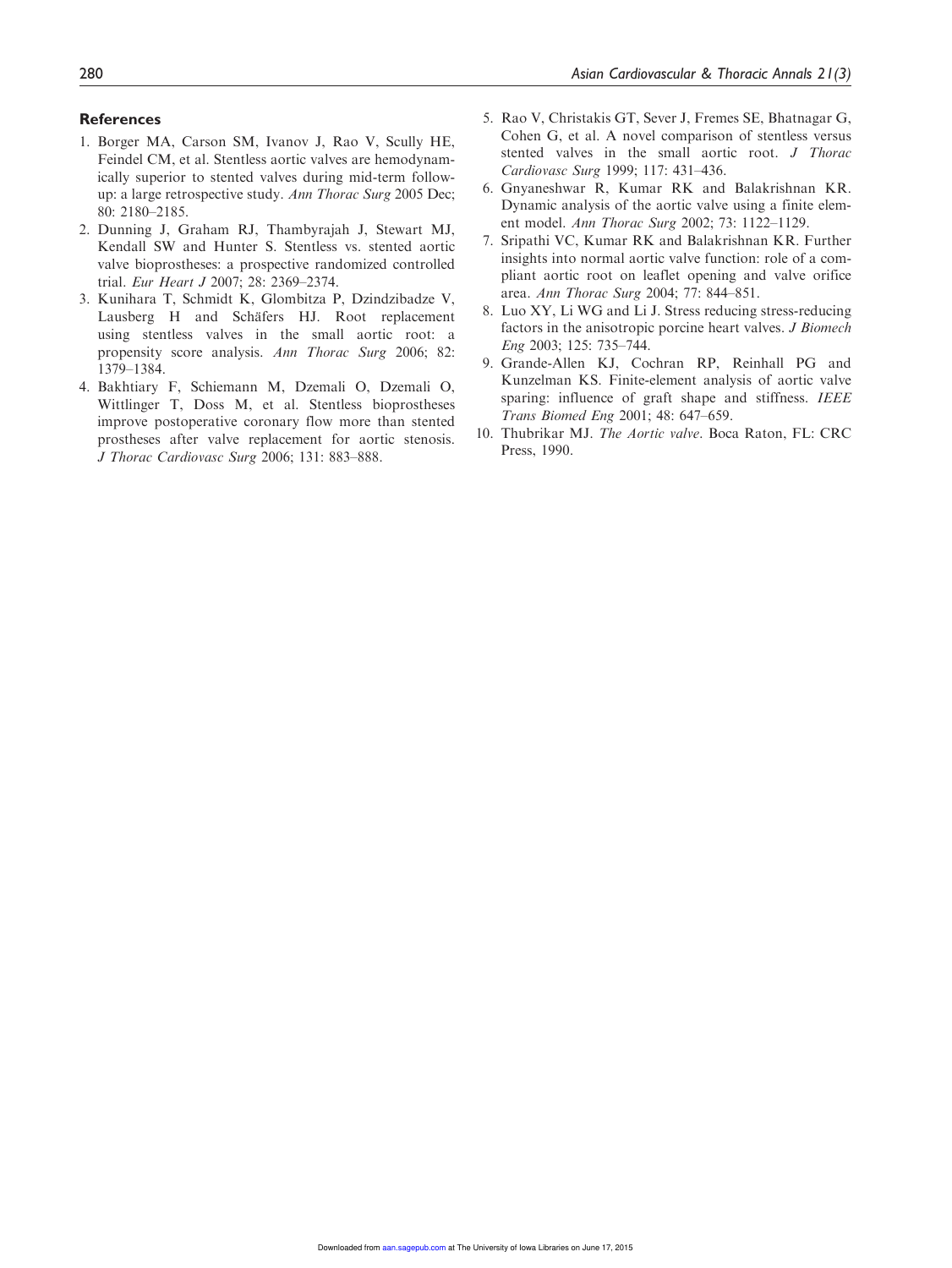## References

1. Borger MA, Carson SM, Ivanov J, Rao V, Scully HE, Feindel CM, et al. Stentless aortic valves are hemodynamically superior to stented valves during mid-term follow-up: a large retrospective study. *Ann Thorac Surg* 2005 Dec; 80: 2180–2185.
2. Dunning J, Graham RJ, Thambyrajah J, Stewart MJ, Kendall SW and Hunter S. Stentless vs. stented aortic valve bioprostheses: a prospective randomized controlled trial. *Eur Heart J* 2007; 28: 2369–2374.
3. Kunihara T, Schmidt K, Glombitza P, Dzindzibadze V, Lausberg H and Schäfers HJ. Root replacement using stentless valves in the small aortic root: a propensity score analysis. *Ann Thorac Surg* 2006; 82: 1379–1384.
4. Bakhtiary F, Schiemann M, Dzemali O, Dzemali O, Wittlinger T, Doss M, et al. Stentless bioprostheses improve postoperative coronary flow more than stented prostheses after valve replacement for aortic stenosis. *J Thorac Cardiovasc Surg* 2006; 131: 883–888.
5. Rao V, Christakis GT, Sever J, Fremes SE, Bhatnagar G, Cohen G, et al. A novel comparison of stentless versus stented valves in the small aortic root. *J Thorac Cardiovasc Surg* 1999; 117: 431–436.
6. Gnyaneshwar R, Kumar RK and Balakrishnan KR. Dynamic analysis of the aortic valve using a finite element model. *Ann Thorac Surg* 2002; 73: 1122–1129.
7. Sripathi VC, Kumar RK and Balakrishnan KR. Further insights into normal aortic valve function: role of a compliant aortic root on leaflet opening and valve orifice area. *Ann Thorac Surg* 2004; 77: 844–851.
8. Luo XY, Li WG and Li J. Stress reducing stress-reducing factors in the anisotropic porcine heart valves. *J Biomech Eng* 2003; 125: 735–744.
9. Grande-Allen KJ, Cochran RP, Reinhall PG and Kunzelman KS. Finite-element analysis of aortic valve sparing: influence of graft shape and stiffness. *IEEE Trans Biomed Eng* 2001; 48: 647–659.
10. Thubrikar MJ. *The Aortic valve*. Boca Raton, FL: CRC Press, 1990.